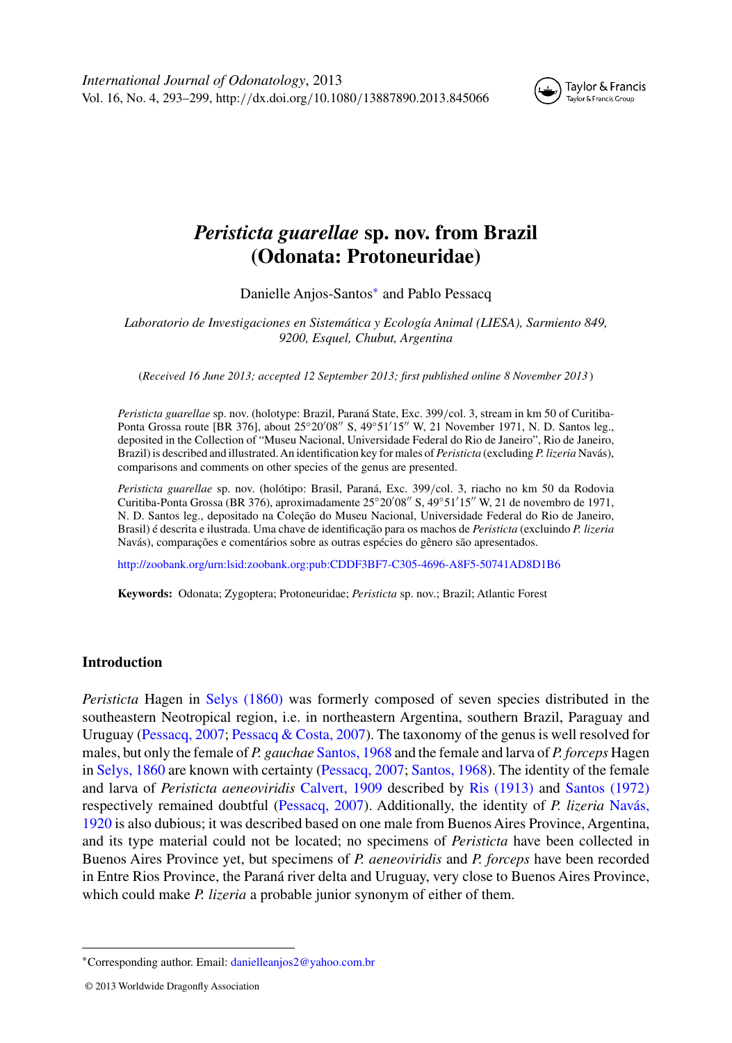# *Peristicta guarellae* sp. nov. from Brazil (Odonata: Protoneuridae)

Danielle Anjos-Santos* and Pablo Pessacq

*Laboratorio de Investigaciones en Sistemática y Ecología Animal (LIESA), Sarmiento 849, 9200, Esquel, Chubut, Argentina*

(*Received 16 June 2013; accepted 12 September 2013; first published online 8 November 2013*)

*Peristicta guarellae* sp. nov. (holotype: Brazil, Paraná State, Exc. 399/col. 3, stream in km 50 of Curitiba-Ponta Grossa route [BR 376], about 25°20′08″ S, 49°51′15″ W, 21 November 1971, N. D. Santos leg., deposited in the Collection of "Museu Nacional, Universidade Federal do Rio de Janeiro", Rio de Janeiro, Brazil) is described and illustrated. An identification key for males of *Peristicta* (excluding *P. lizeria* Navás), comparisons and comments on other species of the genus are presented.

*Peristicta guarellae* sp. nov. (holótipo: Brasil, Paraná, Exc. 399/col. 3, riacho no km 50 da Rodovia Curitiba-Ponta Grossa (BR 376), aproximadamente 25°20′08″ S, 49°51′15″ W, 21 de novembro de 1971, N. D. Santos leg., depositado na Coleção do Museu Nacional, Universidade Federal do Rio de Janeiro, Brasil) é descrita e ilustrada. Uma chave de identificação para os machos de *Peristicta* (excluindo *P. lizeria* Navás), comparações e comentários sobre as outras espécies do gênero são apresentados.

http://zoobank.org/urn:lsid:zoobank.org:pub:CDDF3BF7-C305-4696-A8F5-50741AD8D1B6

**Keywords:** Odonata; Zygoptera; Protoneuridae; *Peristicta* sp. nov.; Brazil; Atlantic Forest

## Introduction

*Peristicta* Hagen in Selys (1860) was formerly composed of seven species distributed in the southeastern Neotropical region, i.e. in northeastern Argentina, southern Brazil, Paraguay and Uruguay (Pessacq, 2007; Pessacq & Costa, 2007). The taxonomy of the genus is well resolved for males, but only the female of *P. gauchae* Santos, 1968 and the female and larva of *P. forceps* Hagen in Selys, 1860 are known with certainty (Pessacq, 2007; Santos, 1968). The identity of the female and larva of *Peristicta aeneoviridis* Calvert, 1909 described by Ris (1913) and Santos (1972) respectively remained doubtful (Pessacq, 2007). Additionally, the identity of *P. lizeria* Navás, 1920 is also dubious; it was described based on one male from Buenos Aires Province, Argentina, and its type material could not be located; no specimens of *Peristicta* have been collected in Buenos Aires Province yet, but specimens of *P. aeneoviridis* and *P. forceps* have been recorded in Entre Rios Province, the Paraná river delta and Uruguay, very close to Buenos Aires Province, which could make *P. lizeria* a probable junior synonym of either of them.

*Corresponding author. Email: danielleanjos2@yahoo.com.br

© 2013 Worldwide Dragonfly Association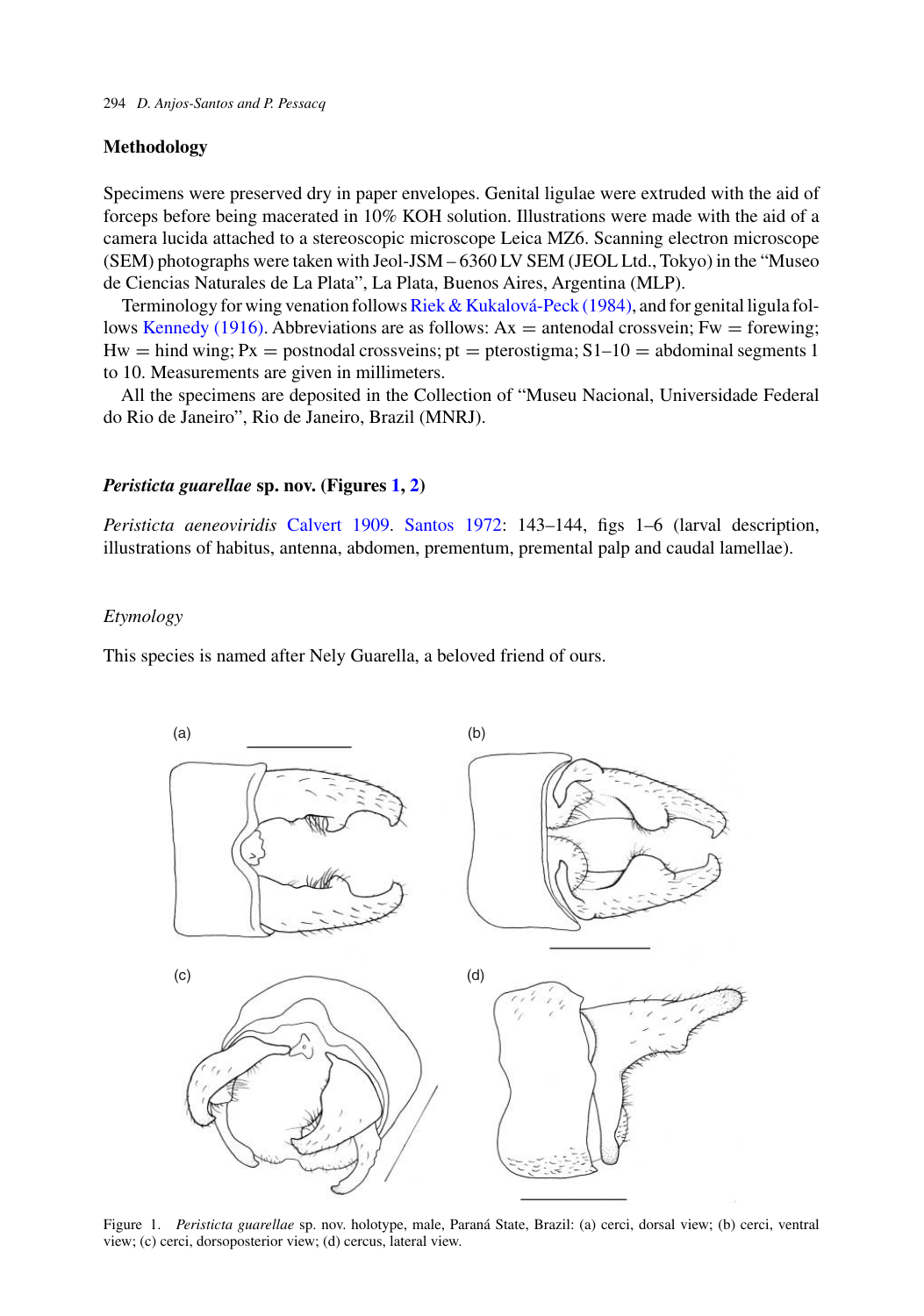## Methodology

Specimens were preserved dry in paper envelopes. Genital ligulae were extruded with the aid of forceps before being macerated in 10% KOH solution. Illustrations were made with the aid of a camera lucida attached to a stereoscopic microscope Leica MZ6. Scanning electron microscope (SEM) photographs were taken with Jeol-JSM – 6360 LV SEM (JEOL Ltd., Tokyo) in the "Museo de Ciencias Naturales de La Plata", La Plata, Buenos Aires, Argentina (MLP).

Terminology for wing venation follows Riek & Kukalová-Peck (1984), and for genital ligula follows Kennedy (1916). Abbreviations are as follows: Ax = antenodal crossvein; Fw = forewing; Hw = hind wing; Px = postnodal crossveins; pt = pterostigma; S1–10 = abdominal segments 1 to 10. Measurements are given in millimeters.

All the specimens are deposited in the Collection of "Museu Nacional, Universidade Federal do Rio de Janeiro", Rio de Janeiro, Brazil (MNRJ).

### ***Peristicta guarellae*** **sp. nov. (Figures 1, 2)**

*Peristicta aeneoviridis* Calvert 1909. Santos 1972: 143–144, figs 1–6 (larval description, illustrations of habitus, antenna, abdomen, prementum, premental palp and caudal lamellae).

#### *Etymology*

This species is named after Nely Guarella, a beloved friend of ours.

Figure 1. *Peristicta guarellae* sp. nov. holotype, male, Paraná State, Brazil: (a) cerci, dorsal view; (b) cerci, ventral view; (c) cerci, dorsoposterior view; (d) cercus, lateral view.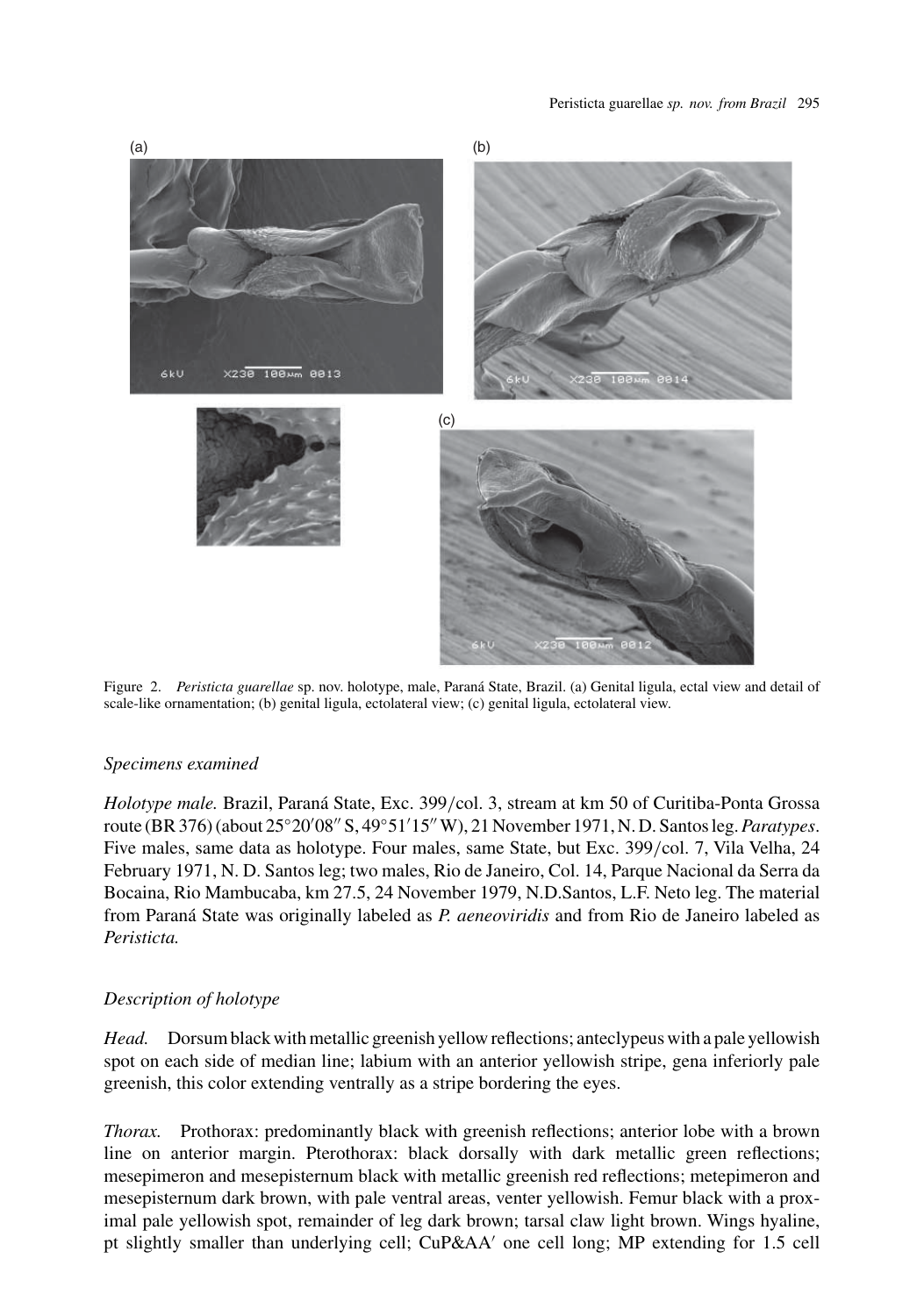Figure 2. *Peristicta guarellae* sp. nov. holotype, male, Paraná State, Brazil. (a) Genital ligula, ectal view and detail of scale-like ornamentation; (b) genital ligula, ectolateral view; (c) genital ligula, ectolateral view.

### *Specimens examined*

*Holotype male.* Brazil, Paraná State, Exc. 399/col. 3, stream at km 50 of Curitiba-Ponta Grossa route (BR 376) (about 25°20′08″ S, 49°51′15″ W), 21 November 1971, N. D. Santos leg. *Paratypes*. Five males, same data as holotype. Four males, same State, but Exc. 399/col. 7, Vila Velha, 24 February 1971, N. D. Santos leg; two males, Rio de Janeiro, Col. 14, Parque Nacional da Serra da Bocaina, Rio Mambucaba, km 27.5, 24 November 1979, N.D.Santos, L.F. Neto leg. The material from Paraná State was originally labeled as *P. aeneoviridis* and from Rio de Janeiro labeled as *Peristicta.*

### *Description of holotype*

*Head.* Dorsum black with metallic greenish yellow reflections; anteclypeus with a pale yellowish spot on each side of median line; labium with an anterior yellowish stripe, gena inferiorly pale greenish, this color extending ventrally as a stripe bordering the eyes.

*Thorax.* Prothorax: predominantly black with greenish reflections; anterior lobe with a brown line on anterior margin. Pterothorax: black dorsally with dark metallic green reflections; mesepimeron and mesepisternum black with metallic greenish red reflections; metepimeron and mesepisternum dark brown, with pale ventral areas, venter yellowish. Femur black with a proximal pale yellowish spot, remainder of leg dark brown; tarsal claw light brown. Wings hyaline, pt slightly smaller than underlying cell; CuP&AA′ one cell long; MP extending for 1.5 cell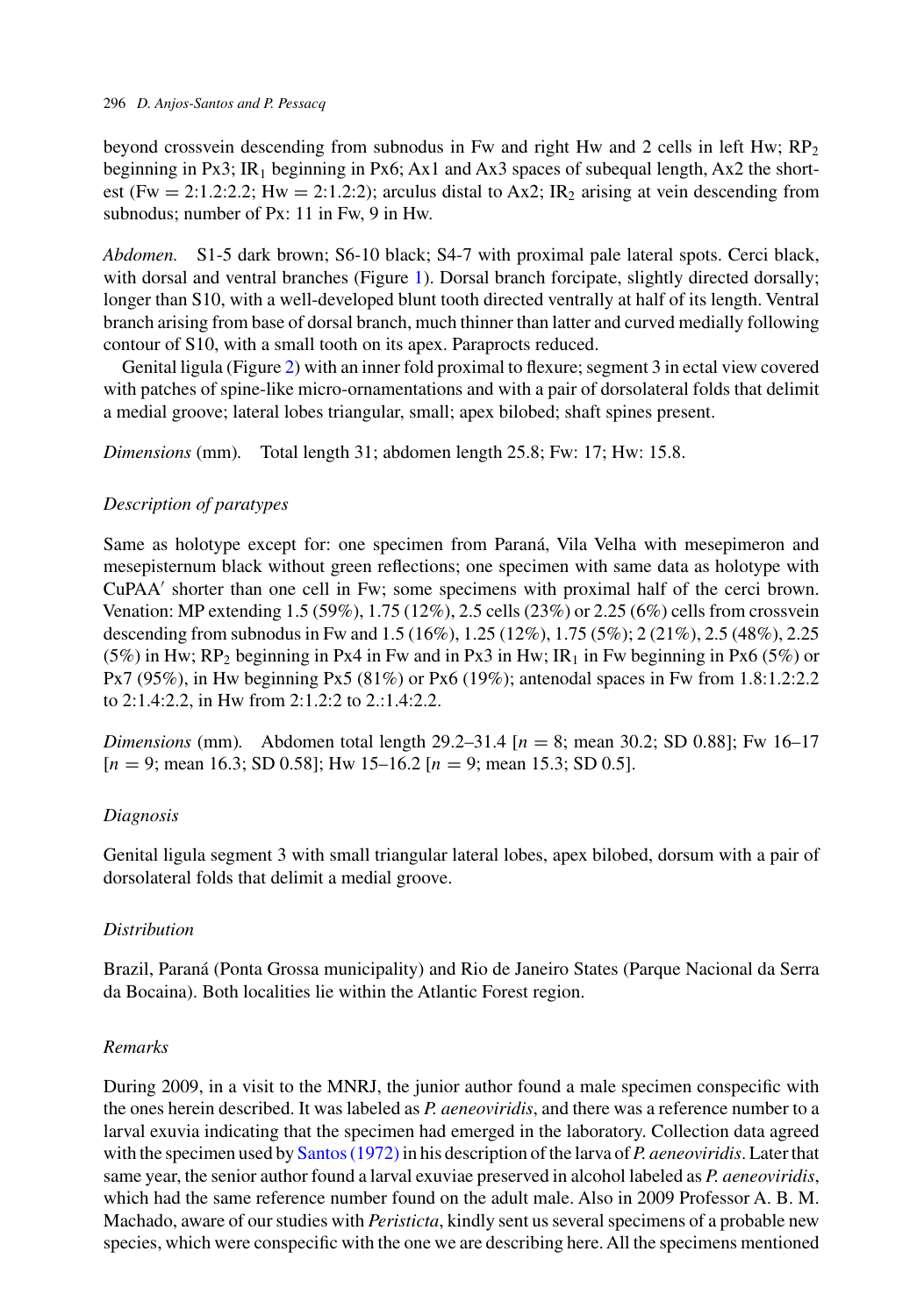beyond crossvein descending from subnodus in Fw and right Hw and 2 cells in left Hw; $RP_2$ beginning in Px3; $IR_1$ beginning in Px6; Ax1 and Ax3 spaces of subequal length, Ax2 the shortest (Fw = 2:1.2:2.2; Hw = 2:1.2:2); arculus distal to Ax2; $IR_2$ arising at vein descending from subnodus; number of Px: 11 in Fw, 9 in Hw.

*Abdomen.* S1-5 dark brown; S6-10 black; S4-7 with proximal pale lateral spots. Cerci black, with dorsal and ventral branches (Figure 1). Dorsal branch forcipate, slightly directed dorsally; longer than S10, with a well-developed blunt tooth directed ventrally at half of its length. Ventral branch arising from base of dorsal branch, much thinner than latter and curved medially following contour of S10, with a small tooth on its apex. Paraprocts reduced.

Genital ligula (Figure 2) with an inner fold proximal to flexure; segment 3 in ectal view covered with patches of spine-like micro-ornamentations and with a pair of dorsolateral folds that delimit a medial groove; lateral lobes triangular, small; apex bilobed; shaft spines present.

*Dimensions* (mm). Total length 31; abdomen length 25.8; Fw: 17; Hw: 15.8.

### *Description of paratypes*

Same as holotype except for: one specimen from Paraná, Vila Velha with mesepimeron and mesepisternum black without green reflections; one specimen with same data as holotype with CuPAA′ shorter than one cell in Fw; some specimens with proximal half of the cerci brown. Venation: MP extending 1.5 (59%), 1.75 (12%), 2.5 cells (23%) or 2.25 (6%) cells from crossvein descending from subnodus in Fw and 1.5 (16%), 1.25 (12%), 1.75 (5%); 2 (21%), 2.5 (48%), 2.25 (5%) in Hw; $RP_2$ beginning in Px4 in Fw and in Px3 in Hw; $IR_1$ in Fw beginning in Px6 (5%) or Px7 (95%), in Hw beginning Px5 (81%) or Px6 (19%); antenodal spaces in Fw from 1.8:1.2:2.2 to 2:1.4:2.2, in Hw from 2:1.2:2 to 2.:1.4:2.2.

*Dimensions* (mm). Abdomen total length 29.2–31.4 [$n = 8$; mean 30.2; SD 0.88]; Fw 16–17 [$n = 9$; mean 16.3; SD 0.58]; Hw 15–16.2 [$n = 9$; mean 15.3; SD 0.5].

### *Diagnosis*

Genital ligula segment 3 with small triangular lateral lobes, apex bilobed, dorsum with a pair of dorsolateral folds that delimit a medial groove.

### *Distribution*

Brazil, Paraná (Ponta Grossa municipality) and Rio de Janeiro States (Parque Nacional da Serra da Bocaina). Both localities lie within the Atlantic Forest region.

### *Remarks*

During 2009, in a visit to the MNRJ, the junior author found a male specimen conspecific with the ones herein described. It was labeled as *P. aeneoviridis*, and there was a reference number to a larval exuvia indicating that the specimen had emerged in the laboratory. Collection data agreed with the specimen used by Santos (1972) in his description of the larva of *P. aeneoviridis*. Later that same year, the senior author found a larval exuviae preserved in alcohol labeled as *P. aeneoviridis*, which had the same reference number found on the adult male. Also in 2009 Professor A. B. M. Machado, aware of our studies with *Peristicta*, kindly sent us several specimens of a probable new species, which were conspecific with the one we are describing here. All the specimens mentioned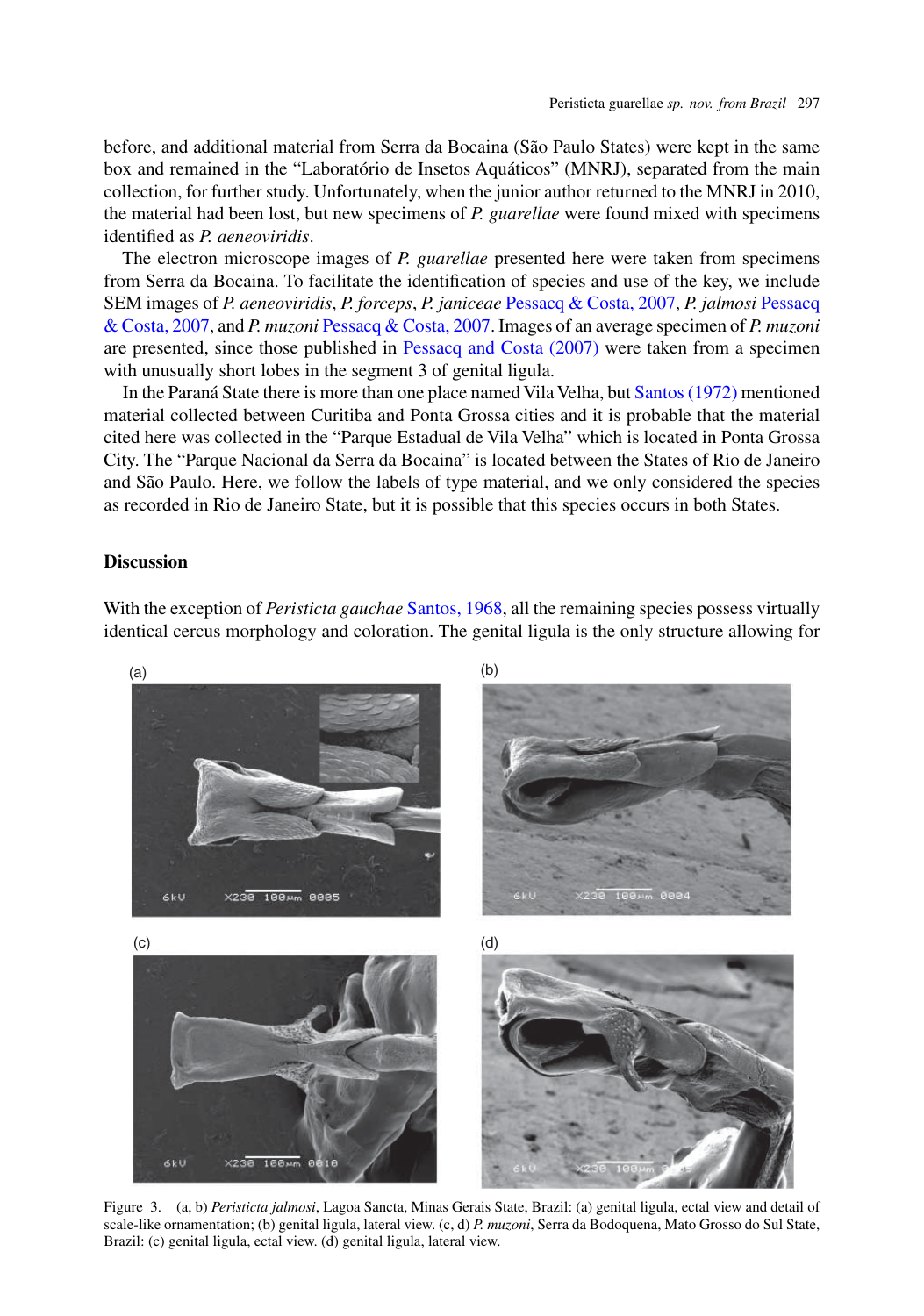before, and additional material from Serra da Bocaina (São Paulo States) were kept in the same box and remained in the "Laboratório de Insetos Aquáticos" (MNRJ), separated from the main collection, for further study. Unfortunately, when the junior author returned to the MNRJ in 2010, the material had been lost, but new specimens of *P. guarellae* were found mixed with specimens identified as *P. aeneoviridis*.

The electron microscope images of *P. guarellae* presented here were taken from specimens from Serra da Bocaina. To facilitate the identification of species and use of the key, we include SEM images of *P. aeneoviridis*, *P. forceps*, *P. janiceae* Pessacq & Costa, 2007, *P. jalmosi* Pessacq & Costa, 2007, and *P. muzoni* Pessacq & Costa, 2007. Images of an average specimen of *P. muzoni* are presented, since those published in Pessacq and Costa (2007) were taken from a specimen with unusually short lobes in the segment 3 of genital ligula.

In the Paraná State there is more than one place named Vila Velha, but Santos (1972) mentioned material collected between Curitiba and Ponta Grossa cities and it is probable that the material cited here was collected in the "Parque Estadual de Vila Velha" which is located in Ponta Grossa City. The "Parque Nacional da Serra da Bocaina" is located between the States of Rio de Janeiro and São Paulo. Here, we follow the labels of type material, and we only considered the species as recorded in Rio de Janeiro State, but it is possible that this species occurs in both States.

## Discussion

With the exception of *Peristicta gauchae* Santos, 1968, all the remaining species possess virtually identical cercus morphology and coloration. The genital ligula is the only structure allowing for

Figure 3. (a, b) *Peristicta jalmosi*, Lagoa Sancta, Minas Gerais State, Brazil: (a) genital ligula, ectal view and detail of scale-like ornamentation; (b) genital ligula, lateral view. (c, d) *P. muzoni*, Serra da Bodoquena, Mato Grosso do Sul State, Brazil: (c) genital ligula, ectal view. (d) genital ligula, lateral view.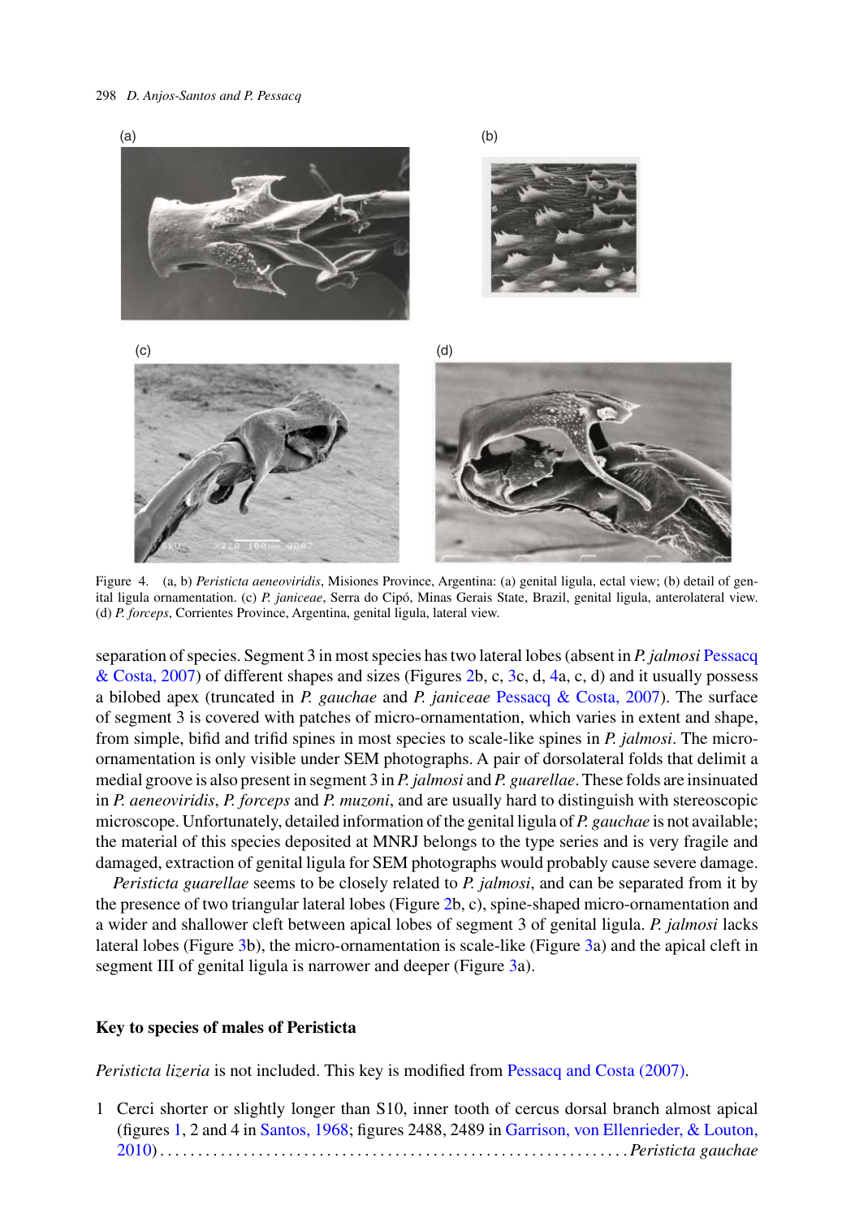Figure 4. (a, b) *Peristicta aeneoviridis*, Misiones Province, Argentina: (a) genital ligula, ectal view; (b) detail of genital ligula ornamentation. (c) *P. janiceae*, Serra do Cipó, Minas Gerais State, Brazil, genital ligula, anterolateral view. (d) *P. forceps*, Corrientes Province, Argentina, genital ligula, lateral view.

separation of species. Segment 3 in most species has two lateral lobes (absent in *P. jalmosi* Pessacq & Costa, 2007) of different shapes and sizes (Figures 2b, c, 3c, d, 4a, c, d) and it usually possess a bilobed apex (truncated in *P. gauchae* and *P. janiceae* Pessacq & Costa, 2007). The surface of segment 3 is covered with patches of micro-ornamentation, which varies in extent and shape, from simple, bifid and trifid spines in most species to scale-like spines in *P. jalmosi*. The micro-ornamentation is only visible under SEM photographs. A pair of dorsolateral folds that delimit a medial groove is also present in segment 3 in *P. jalmosi* and *P. guarellae*. These folds are insinuated in *P. aeneoviridis*, *P. forceps* and *P. muzoni*, and are usually hard to distinguish with stereoscopic microscope. Unfortunately, detailed information of the genital ligula of *P. gauchae* is not available; the material of this species deposited at MNRJ belongs to the type series and is very fragile and damaged, extraction of genital ligula for SEM photographs would probably cause severe damage.

*Peristicta guarellae* seems to be closely related to *P. jalmosi*, and can be separated from it by the presence of two triangular lateral lobes (Figure 2b, c), spine-shaped micro-ornamentation and a wider and shallower cleft between apical lobes of segment 3 of genital ligula. *P. jalmosi* lacks lateral lobes (Figure 3b), the micro-ornamentation is scale-like (Figure 3a) and the apical cleft in segment III of genital ligula is narrower and deeper (Figure 3a).

## Key to species of males of Peristicta

*Peristicta lizeria* is not included. This key is modified from Pessacq and Costa (2007).

1 Cerci shorter or slightly longer than S10, inner tooth of cercus dorsal branch almost apical (figures 1, 2 and 4 in Santos, 1968; figures 2488, 2489 in Garrison, von Ellenrieder, & Louton, 2010) . . . . . . . . . . . . . . . . . . . . . . . . . . . . . . . . . . . . . . . . . . . . . . . . . . . . . . . . . . . . *Peristicta gauchae*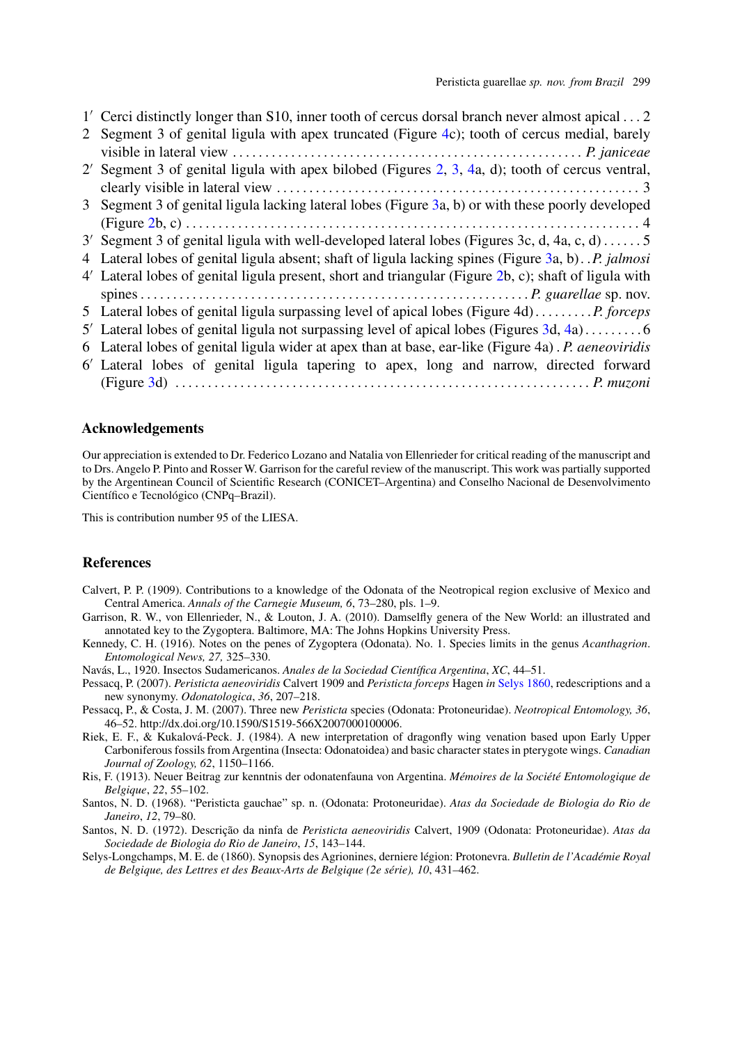1′ Cerci distinctly longer than S10, inner tooth of cercus dorsal branch never almost apical . . . 2

2 Segment 3 of genital ligula with apex truncated (Figure 4c); tooth of cercus medial, barely visible in lateral view . . . . . . . . . . . . . . . . . . . . . . . . . . . . . . . . . . . . . . . . . . . . . . . . . . . . *P. janiceae*

2′ Segment 3 of genital ligula with apex bilobed (Figures 2, 3, 4a, d); tooth of cercus ventral, clearly visible in lateral view . . . . . . . . . . . . . . . . . . . . . . . . . . . . . . . . . . . . . . . . . . . . . . . . . . . . . . 3

3 Segment 3 of genital ligula lacking lateral lobes (Figure 3a, b) or with these poorly developed (Figure 2b, c) . . . . . . . . . . . . . . . . . . . . . . . . . . . . . . . . . . . . . . . . . . . . . . . . . . . . . . . . . . . . . . . . . 4

3′ Segment 3 of genital ligula with well-developed lateral lobes (Figures 3c, d, 4a, c, d) . . . . . . 5

4 Lateral lobes of genital ligula absent; shaft of ligula lacking spines (Figure 3a, b) . . *P. jalmosi*

4′ Lateral lobes of genital ligula present, short and triangular (Figure 2b, c); shaft of ligula with spines . . . . . . . . . . . . . . . . . . . . . . . . . . . . . . . . . . . . . . . . . . . . . . . . . . . . . . . . . . *P. guarellae* sp. nov.

5 Lateral lobes of genital ligula surpassing level of apical lobes (Figure 4d) . . . . . . . . . *P. forceps*

5′ Lateral lobes of genital ligula not surpassing level of apical lobes (Figures 3d, 4a) . . . . . . . . . 6

6 Lateral lobes of genital ligula wider at apex than at base, ear-like (Figure 4a) . *P. aeneoviridis*

6′ Lateral lobes of genital ligula tapering to apex, long and narrow, directed forward (Figure 3d) . . . . . . . . . . . . . . . . . . . . . . . . . . . . . . . . . . . . . . . . . . . . . . . . . . . . . . . . . . . . . . . . *P. muzoni*

## Acknowledgements

Our appreciation is extended to Dr. Federico Lozano and Natalia von Ellenrieder for critical reading of the manuscript and to Drs. Angelo P. Pinto and Rosser W. Garrison for the careful review of the manuscript. This work was partially supported by the Argentinean Council of Scientific Research (CONICET–Argentina) and Conselho Nacional de Desenvolvimento Científico e Tecnológico (CNPq–Brazil).

This is contribution number 95 of the LIESA.

## References

Calvert, P. P. (1909). Contributions to a knowledge of the Odonata of the Neotropical region exclusive of Mexico and Central America. *Annals of the Carnegie Museum, 6*, 73–280, pls. 1–9.

Garrison, R. W., von Ellenrieder, N., & Louton, J. A. (2010). Damselfly genera of the New World: an illustrated and annotated key to the Zygoptera. Baltimore, MA: The Johns Hopkins University Press.

Kennedy, C. H. (1916). Notes on the penes of Zygoptera (Odonata). No. 1. Species limits in the genus *Acanthagrion*. *Entomological News, 27,* 325–330.

Navás, L., 1920. Insectos Sudamericanos. *Anales de la Sociedad Científica Argentina*, *XC*, 44–51.

Pessacq, P. (2007). *Peristicta aeneoviridis* Calvert 1909 and *Peristicta forceps* Hagen *in* Selys 1860, redescriptions and a new synonymy. *Odonatologica*, *36*, 207–218.

Pessacq, P., & Costa, J. M. (2007). Three new *Peristicta* species (Odonata: Protoneuridae). *Neotropical Entomology, 36*, 46–52. http://dx.doi.org/10.1590/S1519-566X2007000100006.

Riek, E. F., & Kukalová-Peck. J. (1984). A new interpretation of dragonfly wing venation based upon Early Upper Carboniferous fossils from Argentina (Insecta: Odonatoidea) and basic character states in pterygote wings. *Canadian Journal of Zoology, 62*, 1150–1166.

Ris, F. (1913). Neuer Beitrag zur kenntnis der odonatenfauna von Argentina. *Mémoires de la Société Entomologique de Belgique*, *22*, 55–102.

Santos, N. D. (1968). "Peristicta gauchae" sp. n. (Odonata: Protoneuridae). *Atas da Sociedade de Biologia do Rio de Janeiro*, *12*, 79–80.

Santos, N. D. (1972). Descrição da ninfa de *Peristicta aeneoviridis* Calvert, 1909 (Odonata: Protoneuridae). *Atas da Sociedade de Biologia do Rio de Janeiro*, *15*, 143–144.

Selys-Longchamps, M. E. de (1860). Synopsis des Agrionines, derniere légion: Protonevra. *Bulletin de l'Académie Royal de Belgique, des Lettres et des Beaux-Arts de Belgique (2e série), 10*, 431–462.